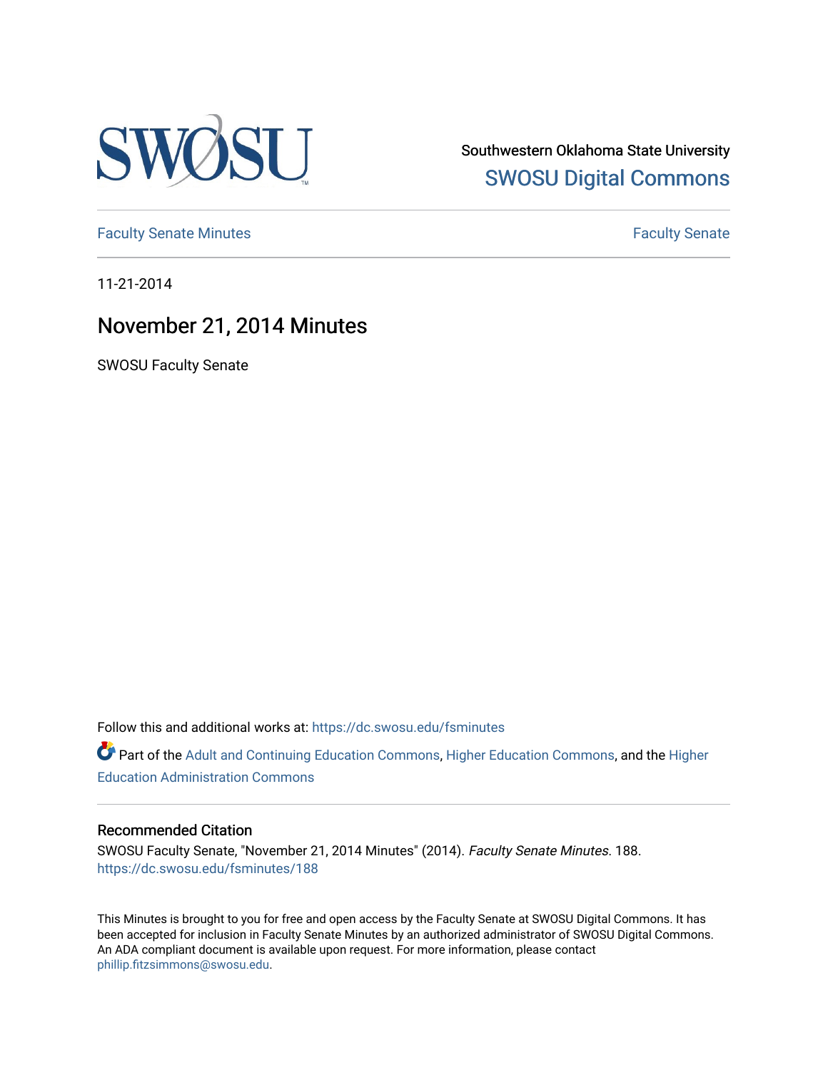Southwestern Oklahoma State University

SWOSU Digital Commons

Faculty Senate Minutes

Faculty Senate

11-21-2014

# November 21, 2014 Minutes

SWOSU Faculty Senate

Follow this and additional works at: https://dc.swosu.edu/fsminutes

Part of the Adult and Continuing Education Commons, Higher Education Commons, and the Higher Education Administration Commons

## Recommended Citation

SWOSU Faculty Senate, "November 21, 2014 Minutes" (2014). *Faculty Senate Minutes*. 188.
https://dc.swosu.edu/fsminutes/188

This Minutes is brought to you for free and open access by the Faculty Senate at SWOSU Digital Commons. It has been accepted for inclusion in Faculty Senate Minutes by an authorized administrator of SWOSU Digital Commons. An ADA compliant document is available upon request. For more information, please contact phillip.fitzsimmons@swosu.edu.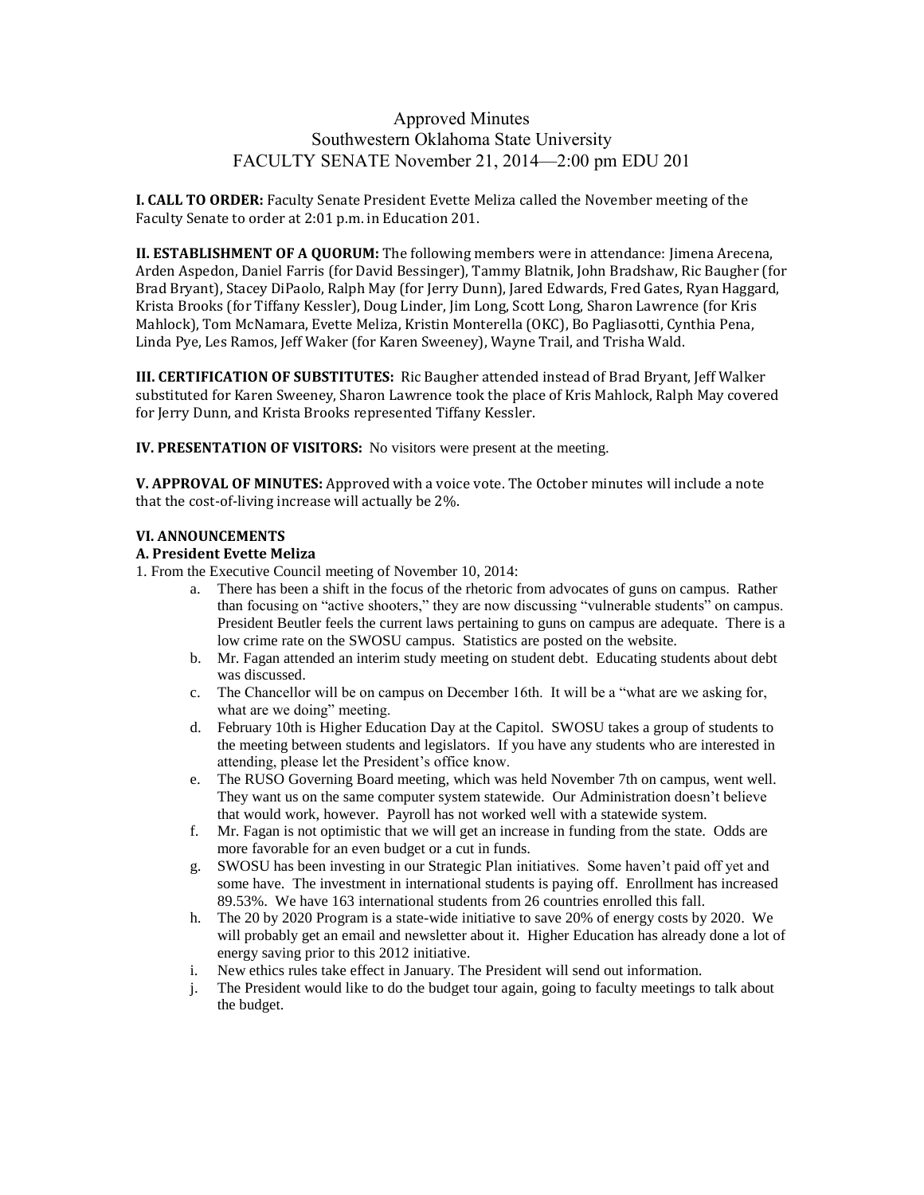# Approved Minutes
# Southwestern Oklahoma State University
# FACULTY SENATE November 21, 2014—2:00 pm EDU 201

**I. CALL TO ORDER:** Faculty Senate President Evette Meliza called the November meeting of the Faculty Senate to order at 2:01 p.m. in Education 201.

**II. ESTABLISHMENT OF A QUORUM:** The following members were in attendance: Jimena Arecena, Arden Aspedon, Daniel Farris (for David Bessinger), Tammy Blatnik, John Bradshaw, Ric Baugher (for Brad Bryant), Stacey DiPaolo, Ralph May (for Jerry Dunn), Jared Edwards, Fred Gates, Ryan Haggard, Krista Brooks (for Tiffany Kessler), Doug Linder, Jim Long, Scott Long, Sharon Lawrence (for Kris Mahlock), Tom McNamara, Evette Meliza, Kristin Monterella (OKC), Bo Pagliasotti, Cynthia Pena, Linda Pye, Les Ramos, Jeff Waker (for Karen Sweeney), Wayne Trail, and Trisha Wald.

**III. CERTIFICATION OF SUBSTITUTES:** Ric Baugher attended instead of Brad Bryant, Jeff Walker substituted for Karen Sweeney, Sharon Lawrence took the place of Kris Mahlock, Ralph May covered for Jerry Dunn, and Krista Brooks represented Tiffany Kessler.

**IV. PRESENTATION OF VISITORS:** No visitors were present at the meeting.

**V. APPROVAL OF MINUTES:** Approved with a voice vote. The October minutes will include a note that the cost-of-living increase will actually be 2%.

**VI. ANNOUNCEMENTS**

**A. President Evette Meliza**

1. From the Executive Council meeting of November 10, 2014:
   a. There has been a shift in the focus of the rhetoric from advocates of guns on campus. Rather than focusing on "active shooters," they are now discussing "vulnerable students" on campus. President Beutler feels the current laws pertaining to guns on campus are adequate. There is a low crime rate on the SWOSU campus. Statistics are posted on the website.
   b. Mr. Fagan attended an interim study meeting on student debt. Educating students about debt was discussed.
   c. The Chancellor will be on campus on December 16th. It will be a "what are we asking for, what are we doing" meeting.
   d. February 10th is Higher Education Day at the Capitol. SWOSU takes a group of students to the meeting between students and legislators. If you have any students who are interested in attending, please let the President's office know.
   e. The RUSO Governing Board meeting, which was held November 7th on campus, went well. They want us on the same computer system statewide. Our Administration doesn't believe that would work, however. Payroll has not worked well with a statewide system.
   f. Mr. Fagan is not optimistic that we will get an increase in funding from the state. Odds are more favorable for an even budget or a cut in funds.
   g. SWOSU has been investing in our Strategic Plan initiatives. Some haven't paid off yet and some have. The investment in international students is paying off. Enrollment has increased 89.53%. We have 163 international students from 26 countries enrolled this fall.
   h. The 20 by 2020 Program is a state-wide initiative to save 20% of energy costs by 2020. We will probably get an email and newsletter about it. Higher Education has already done a lot of energy saving prior to this 2012 initiative.
   i. New ethics rules take effect in January. The President will send out information.
   j. The President would like to do the budget tour again, going to faculty meetings to talk about the budget.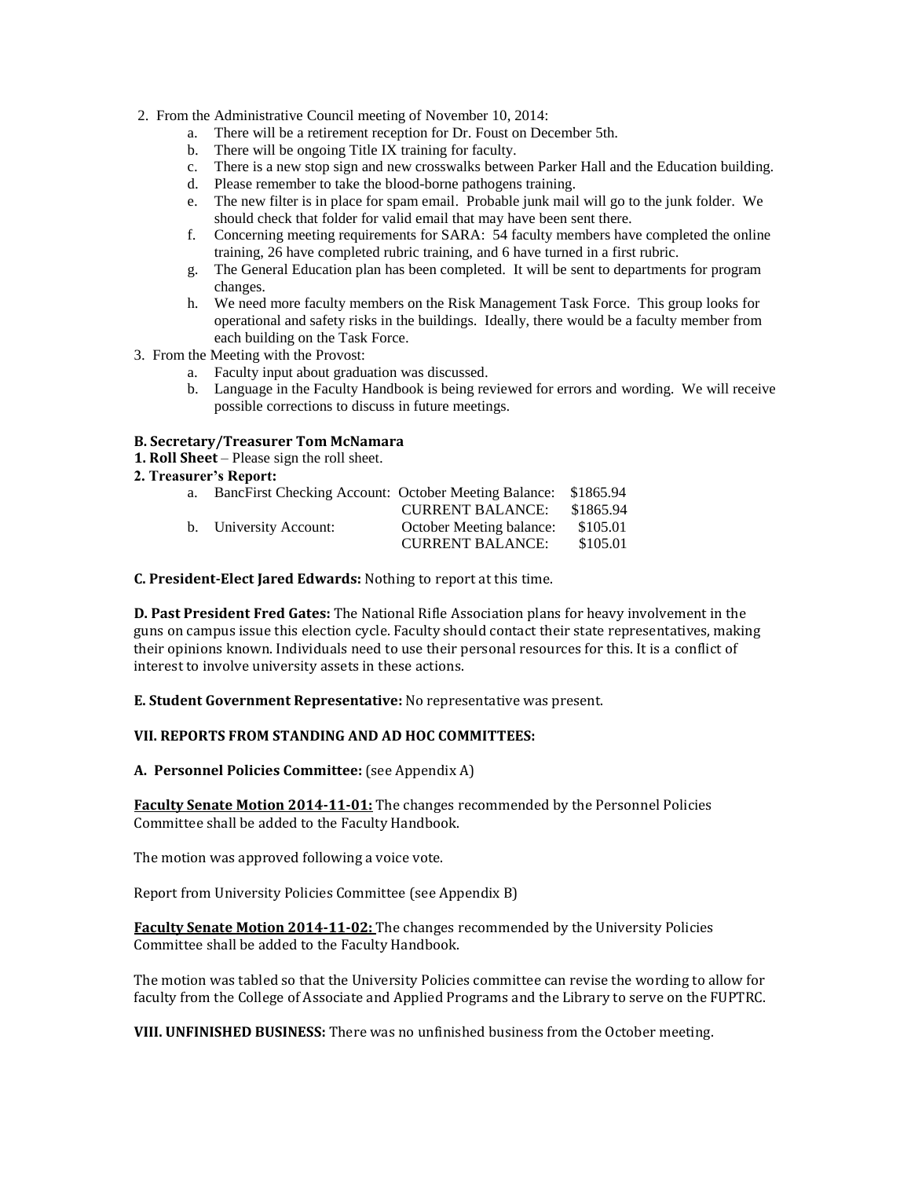2. From the Administrative Council meeting of November 10, 2014:
    a. There will be a retirement reception for Dr. Foust on December 5th.
    b. There will be ongoing Title IX training for faculty.
    c. There is a new stop sign and new crosswalks between Parker Hall and the Education building.
    d. Please remember to take the blood-borne pathogens training.
    e. The new filter is in place for spam email. Probable junk mail will go to the junk folder. We should check that folder for valid email that may have been sent there.
    f. Concerning meeting requirements for SARA: 54 faculty members have completed the online training, 26 have completed rubric training, and 6 have turned in a first rubric.
    g. The General Education plan has been completed. It will be sent to departments for program changes.
    h. We need more faculty members on the Risk Management Task Force. This group looks for operational and safety risks in the buildings. Ideally, there would be a faculty member from each building on the Task Force.
3. From the Meeting with the Provost:
    a. Faculty input about graduation was discussed.
    b. Language in the Faculty Handbook is being reviewed for errors and wording. We will receive possible corrections to discuss in future meetings.

**B. Secretary/Treasurer Tom McNamara**

**1. Roll Sheet** – Please sign the roll sheet.

**2. Treasurer's Report:**

| | | | |
|---|---|---|---|
| a. | BancFirst Checking Account: | October Meeting Balance: | $1865.94 |
| | | CURRENT BALANCE: | $1865.94 |
| b. | University Account: | October Meeting balance: | $105.01 |
| | | CURRENT BALANCE: | $105.01 |

**C. President-Elect Jared Edwards:** Nothing to report at this time.

**D. Past President Fred Gates:** The National Rifle Association plans for heavy involvement in the guns on campus issue this election cycle. Faculty should contact their state representatives, making their opinions known. Individuals need to use their personal resources for this. It is a conflict of interest to involve university assets in these actions.

**E. Student Government Representative:** No representative was present.

**VII. REPORTS FROM STANDING AND AD HOC COMMITTEES:**

**A. Personnel Policies Committee:** (see Appendix A)

**Faculty Senate Motion 2014-11-01:** The changes recommended by the Personnel Policies Committee shall be added to the Faculty Handbook.

The motion was approved following a voice vote.

Report from University Policies Committee (see Appendix B)

**Faculty Senate Motion 2014-11-02:** The changes recommended by the University Policies Committee shall be added to the Faculty Handbook.

The motion was tabled so that the University Policies committee can revise the wording to allow for faculty from the College of Associate and Applied Programs and the Library to serve on the FUPTRC.

**VIII. UNFINISHED BUSINESS:** There was no unfinished business from the October meeting.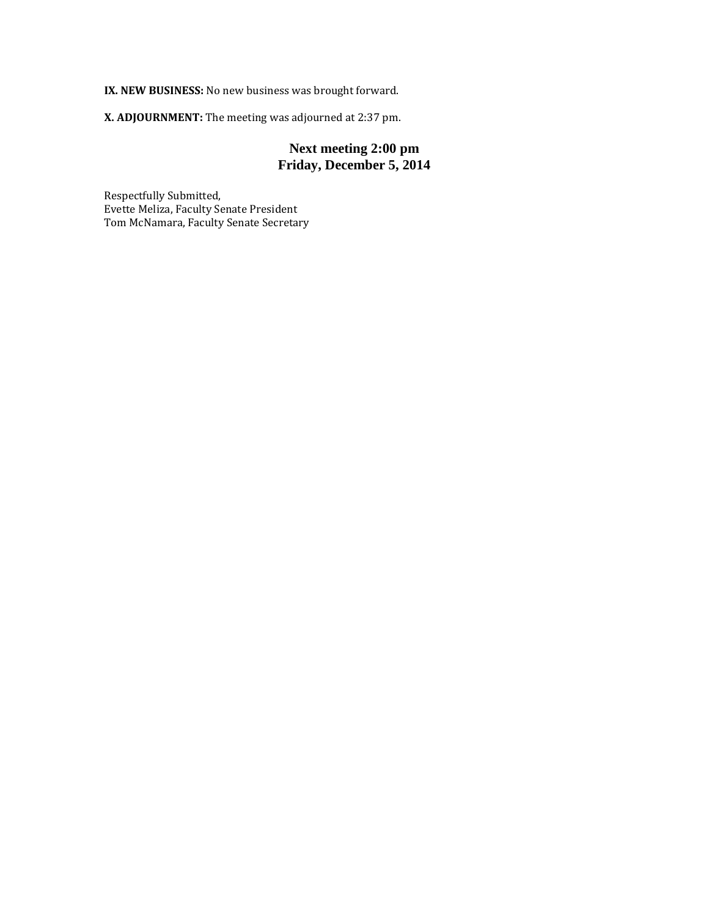**IX. NEW BUSINESS:** No new business was brought forward.

**X. ADJOURNMENT:** The meeting was adjourned at 2:37 pm.

**Next meeting 2:00 pm**
**Friday, December 5, 2014**

Respectfully Submitted,
Evette Meliza, Faculty Senate President
Tom McNamara, Faculty Senate Secretary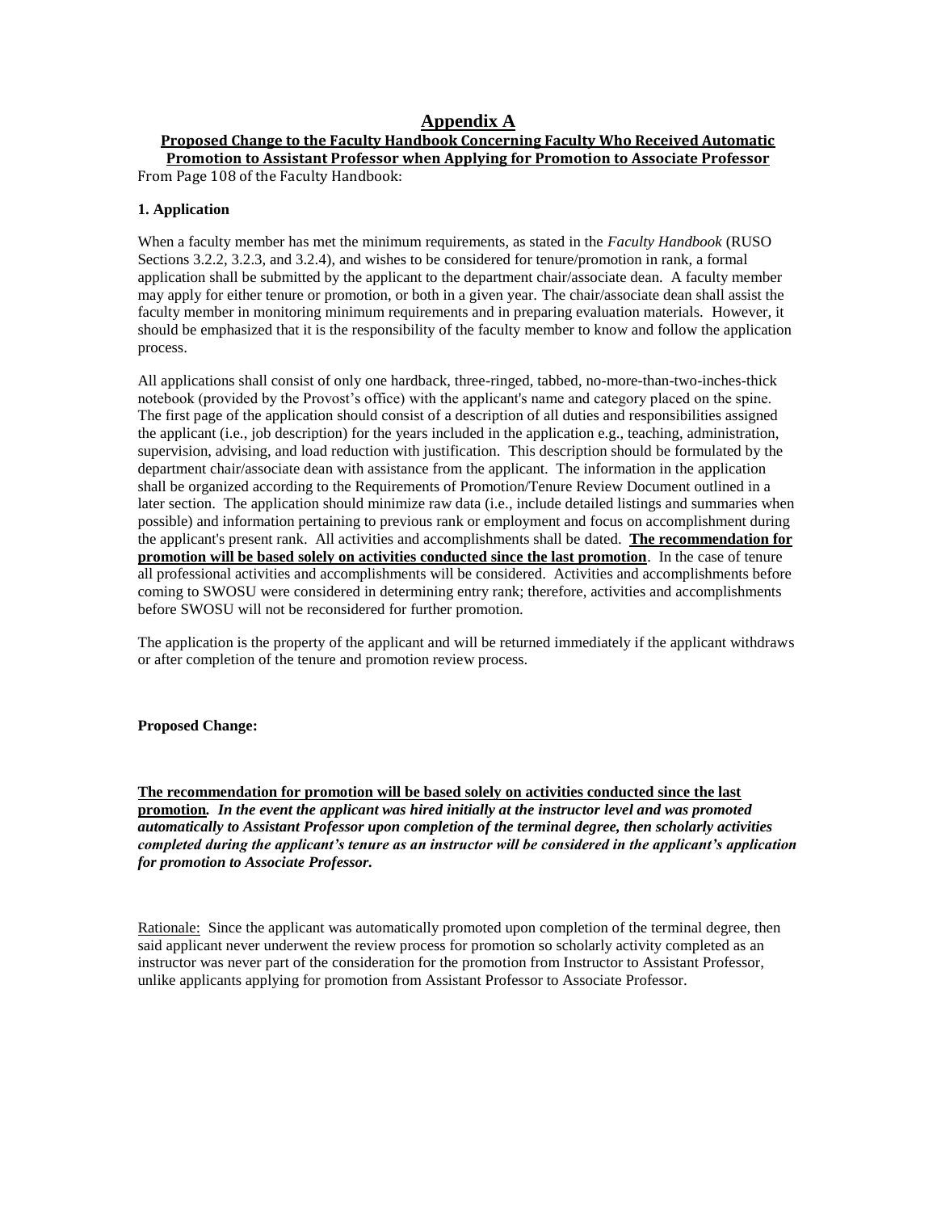# Appendix A

## Proposed Change to the Faculty Handbook Concerning Faculty Who Received Automatic Promotion to Assistant Professor when Applying for Promotion to Associate Professor

From Page 108 of the Faculty Handbook:

**1. Application**

When a faculty member has met the minimum requirements, as stated in the *Faculty Handbook* (RUSO Sections 3.2.2, 3.2.3, and 3.2.4), and wishes to be considered for tenure/promotion in rank, a formal application shall be submitted by the applicant to the department chair/associate dean. A faculty member may apply for either tenure or promotion, or both in a given year. The chair/associate dean shall assist the faculty member in monitoring minimum requirements and in preparing evaluation materials. However, it should be emphasized that it is the responsibility of the faculty member to know and follow the application process.

All applications shall consist of only one hardback, three-ringed, tabbed, no-more-than-two-inches-thick notebook (provided by the Provost's office) with the applicant's name and category placed on the spine. The first page of the application should consist of a description of all duties and responsibilities assigned the applicant (i.e., job description) for the years included in the application e.g., teaching, administration, supervision, advising, and load reduction with justification. This description should be formulated by the department chair/associate dean with assistance from the applicant. The information in the application shall be organized according to the Requirements of Promotion/Tenure Review Document outlined in a later section. The application should minimize raw data (i.e., include detailed listings and summaries when possible) and information pertaining to previous rank or employment and focus on accomplishment during the applicant's present rank. All activities and accomplishments shall be dated. **The recommendation for promotion will be based solely on activities conducted since the last promotion**. In the case of tenure all professional activities and accomplishments will be considered. Activities and accomplishments before coming to SWOSU were considered in determining entry rank; therefore, activities and accomplishments before SWOSU will not be reconsidered for further promotion.

The application is the property of the applicant and will be returned immediately if the applicant withdraws or after completion of the tenure and promotion review process.

**Proposed Change:**

**The recommendation for promotion will be based solely on activities conducted since the last promotion***. In the event the applicant was hired initially at the instructor level and was promoted automatically to Assistant Professor upon completion of the terminal degree, then scholarly activities completed during the applicant's tenure as an instructor will be considered in the applicant's application for promotion to Associate Professor.*

Rationale: Since the applicant was automatically promoted upon completion of the terminal degree, then said applicant never underwent the review process for promotion so scholarly activity completed as an instructor was never part of the consideration for the promotion from Instructor to Assistant Professor, unlike applicants applying for promotion from Assistant Professor to Associate Professor.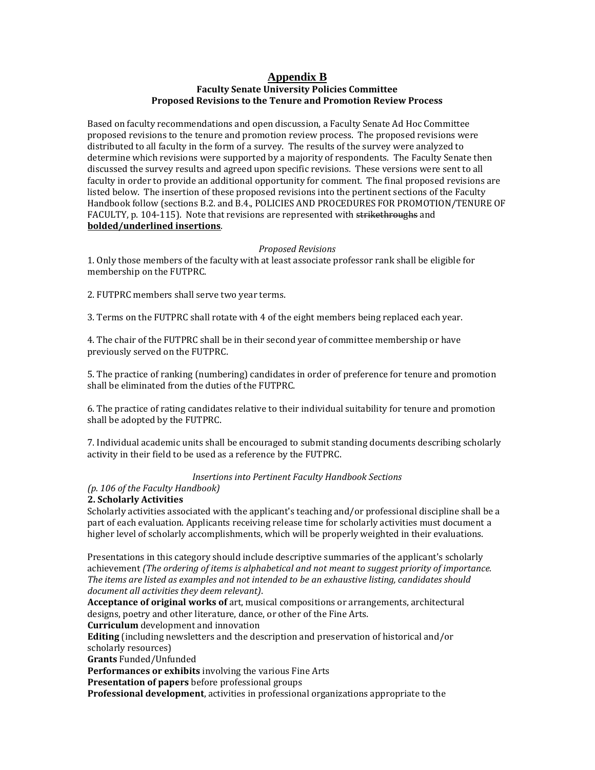# Appendix B

### Faculty Senate University Policies Committee
### Proposed Revisions to the Tenure and Promotion Review Process

Based on faculty recommendations and open discussion, a Faculty Senate Ad Hoc Committee proposed revisions to the tenure and promotion review process. The proposed revisions were distributed to all faculty in the form of a survey. The results of the survey were analyzed to determine which revisions were supported by a majority of respondents. The Faculty Senate then discussed the survey results and agreed upon specific revisions. These versions were sent to all faculty in order to provide an additional opportunity for comment. The final proposed revisions are listed below. The insertion of these proposed revisions into the pertinent sections of the Faculty Handbook follow (sections B.2. and B.4., POLICIES AND PROCEDURES FOR PROMOTION/TENURE OF FACULTY, p. 104-115). Note that revisions are represented with ~~strikethroughs~~ and **<u>bolded/underlined insertions</u>**.

*Proposed Revisions*

1. Only those members of the faculty with at least associate professor rank shall be eligible for membership on the FUTPRC.

2. FUTPRC members shall serve two year terms.

3. Terms on the FUTPRC shall rotate with 4 of the eight members being replaced each year.

4. The chair of the FUTPRC shall be in their second year of committee membership or have previously served on the FUTPRC.

5. The practice of ranking (numbering) candidates in order of preference for tenure and promotion shall be eliminated from the duties of the FUTPRC.

6. The practice of rating candidates relative to their individual suitability for tenure and promotion shall be adopted by the FUTPRC.

7. Individual academic units shall be encouraged to submit standing documents describing scholarly activity in their field to be used as a reference by the FUTPRC.

*Insertions into Pertinent Faculty Handbook Sections*

*(p. 106 of the Faculty Handbook)*

**2. Scholarly Activities**

Scholarly activities associated with the applicant's teaching and/or professional discipline shall be a part of each evaluation. Applicants receiving release time for scholarly activities must document a higher level of scholarly accomplishments, which will be properly weighted in their evaluations.

Presentations in this category should include descriptive summaries of the applicant's scholarly achievement *(The ordering of items is alphabetical and not meant to suggest priority of importance. The items are listed as examples and not intended to be an exhaustive listing, candidates should document all activities they deem relevant)*.

**Acceptance of original works of** art, musical compositions or arrangements, architectural designs, poetry and other literature, dance, or other of the Fine Arts.

**Curriculum** development and innovation

**Editing** (including newsletters and the description and preservation of historical and/or scholarly resources)

**Grants** Funded/Unfunded

**Performances or exhibits** involving the various Fine Arts

**Presentation of papers** before professional groups

**Professional development**, activities in professional organizations appropriate to the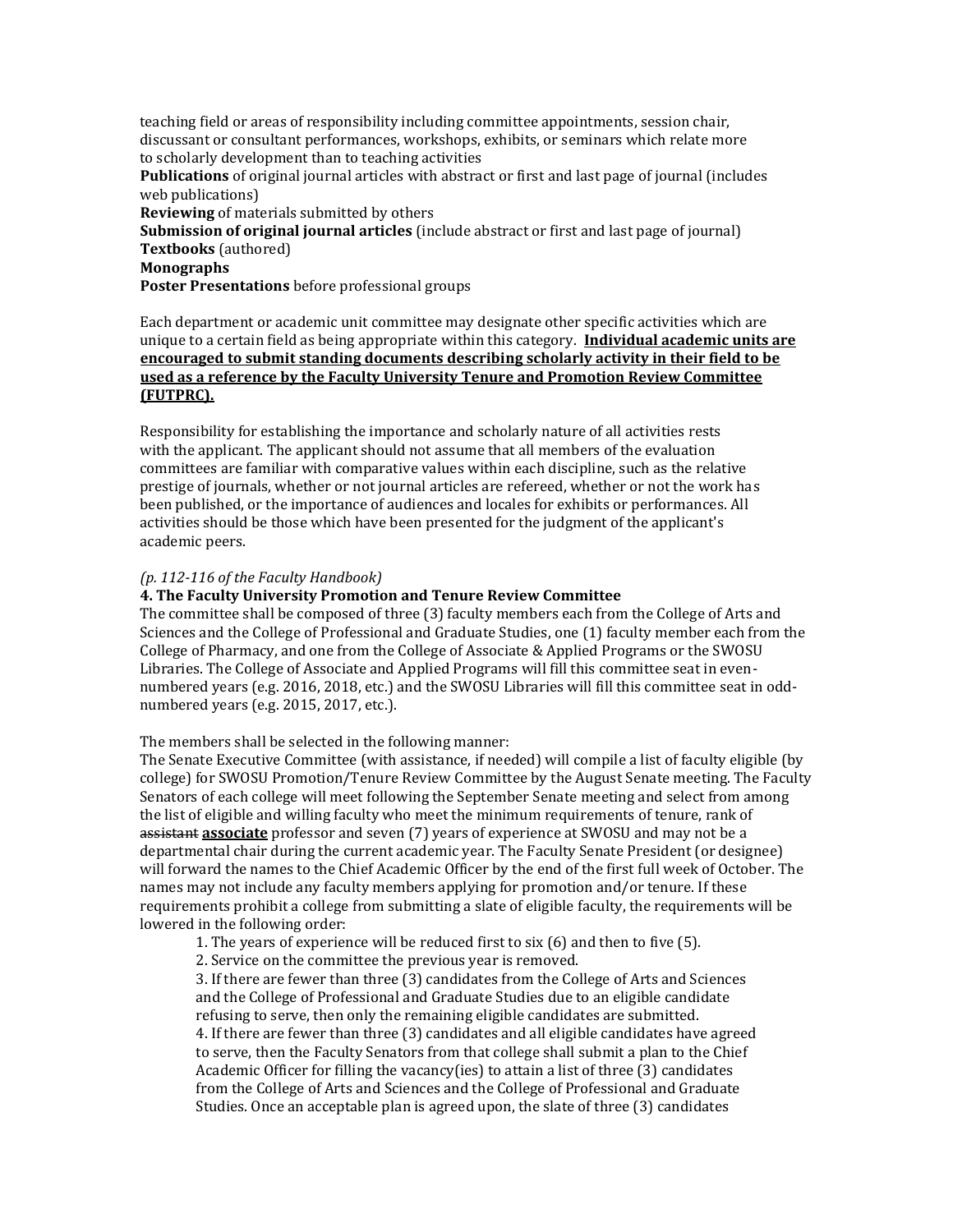teaching field or areas of responsibility including committee appointments, session chair, discussant or consultant performances, workshops, exhibits, or seminars which relate more to scholarly development than to teaching activities

**Publications** of original journal articles with abstract or first and last page of journal (includes web publications)

**Reviewing** of materials submitted by others

**Submission of original journal articles** (include abstract or first and last page of journal)

**Textbooks** (authored)

**Monographs**

**Poster Presentations** before professional groups

Each department or academic unit committee may designate other specific activities which are unique to a certain field as being appropriate within this category. **<u>Individual academic units are encouraged to submit standing documents describing scholarly activity in their field to be used as a reference by the Faculty University Tenure and Promotion Review Committee (FUTPRC).</u>**

Responsibility for establishing the importance and scholarly nature of all activities rests with the applicant. The applicant should not assume that all members of the evaluation committees are familiar with comparative values within each discipline, such as the relative prestige of journals, whether or not journal articles are refereed, whether or not the work has been published, or the importance of audiences and locales for exhibits or performances. All activities should be those which have been presented for the judgment of the applicant's academic peers.

*(p. 112-116 of the Faculty Handbook)*

**4. The Faculty University Promotion and Tenure Review Committee**

The committee shall be composed of three (3) faculty members each from the College of Arts and Sciences and the College of Professional and Graduate Studies, one (1) faculty member each from the College of Pharmacy, and one from the College of Associate & Applied Programs or the SWOSU Libraries. The College of Associate and Applied Programs will fill this committee seat in even-numbered years (e.g. 2016, 2018, etc.) and the SWOSU Libraries will fill this committee seat in odd-numbered years (e.g. 2015, 2017, etc.).

The members shall be selected in the following manner:

The Senate Executive Committee (with assistance, if needed) will compile a list of faculty eligible (by college) for SWOSU Promotion/Tenure Review Committee by the August Senate meeting. The Faculty Senators of each college will meet following the September Senate meeting and select from among the list of eligible and willing faculty who meet the minimum requirements of tenure, rank of ~~assistant~~ **<u>associate</u>** professor and seven (7) years of experience at SWOSU and may not be a departmental chair during the current academic year. The Faculty Senate President (or designee) will forward the names to the Chief Academic Officer by the end of the first full week of October. The names may not include any faculty members applying for promotion and/or tenure. If these requirements prohibit a college from submitting a slate of eligible faculty, the requirements will be lowered in the following order:

1. The years of experience will be reduced first to six (6) and then to five (5).
2. Service on the committee the previous year is removed.
3. If there are fewer than three (3) candidates from the College of Arts and Sciences and the College of Professional and Graduate Studies due to an eligible candidate refusing to serve, then only the remaining eligible candidates are submitted.
4. If there are fewer than three (3) candidates and all eligible candidates have agreed to serve, then the Faculty Senators from that college shall submit a plan to the Chief Academic Officer for filling the vacancy(ies) to attain a list of three (3) candidates from the College of Arts and Sciences and the College of Professional and Graduate Studies. Once an acceptable plan is agreed upon, the slate of three (3) candidates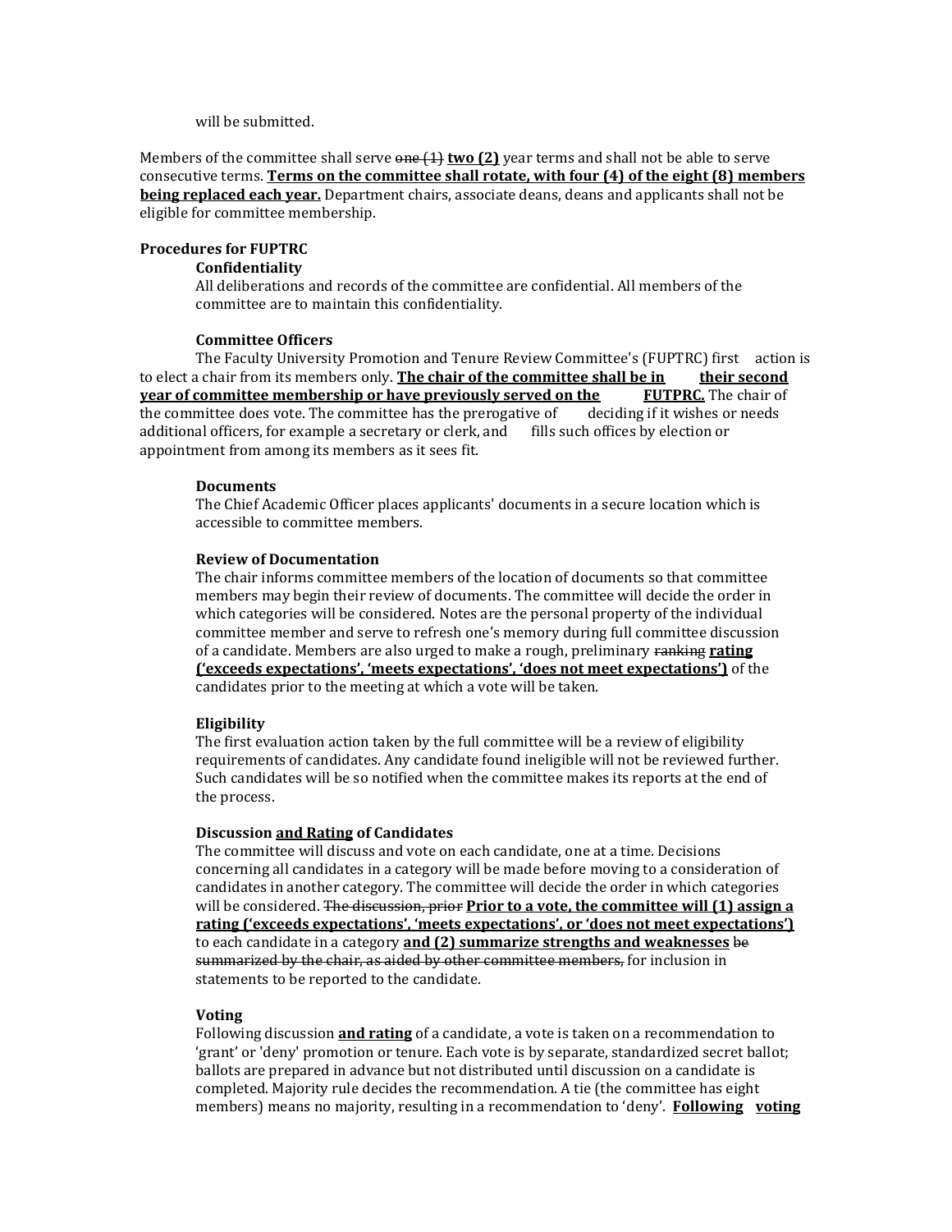will be submitted.

Members of the committee shall serve ~~one (1)~~ **two (2)** year terms and shall not be able to serve consecutive terms. **Terms on the committee shall rotate, with four (4) of the eight (8) members being replaced each year.** Department chairs, associate deans, deans and applicants shall not be eligible for committee membership.

**Procedures for FUPTRC**

**Confidentiality**

All deliberations and records of the committee are confidential. All members of the committee are to maintain this confidentiality.

**Committee Officers**

The Faculty University Promotion and Tenure Review Committee's (FUPTRC) first action is to elect a chair from its members only. **The chair of the committee shall be in their second year of committee membership or have previously served on the FUTPRC.** The chair of the committee does vote. The committee has the prerogative of deciding if it wishes or needs additional officers, for example a secretary or clerk, and fills such offices by election or appointment from among its members as it sees fit.

**Documents**

The Chief Academic Officer places applicants' documents in a secure location which is accessible to committee members.

**Review of Documentation**

The chair informs committee members of the location of documents so that committee members may begin their review of documents. The committee will decide the order in which categories will be considered. Notes are the personal property of the individual committee member and serve to refresh one's memory during full committee discussion of a candidate. Members are also urged to make a rough, preliminary ~~ranking~~ **rating ('exceeds expectations', 'meets expectations', 'does not meet expectations')** of the candidates prior to the meeting at which a vote will be taken.

**Eligibility**

The first evaluation action taken by the full committee will be a review of eligibility requirements of candidates. Any candidate found ineligible will not be reviewed further. Such candidates will be so notified when the committee makes its reports at the end of the process.

**Discussion and Rating of Candidates**

The committee will discuss and vote on each candidate, one at a time. Decisions concerning all candidates in a category will be made before moving to a consideration of candidates in another category. The committee will decide the order in which categories will be considered. ~~The discussion, prior~~ **Prior to a vote, the committee will (1) assign a rating ('exceeds expectations', 'meets expectations', or 'does not meet expectations')** to each candidate in a category **and (2) summarize strengths and weaknesses** ~~be summarized by the chair, as aided by other committee members,~~ for inclusion in statements to be reported to the candidate.

**Voting**

Following discussion **and rating** of a candidate, a vote is taken on a recommendation to 'grant' or 'deny' promotion or tenure. Each vote is by separate, standardized secret ballot; ballots are prepared in advance but not distributed until discussion on a candidate is completed. Majority rule decides the recommendation. A tie (the committee has eight members) means no majority, resulting in a recommendation to 'deny'. **Following voting**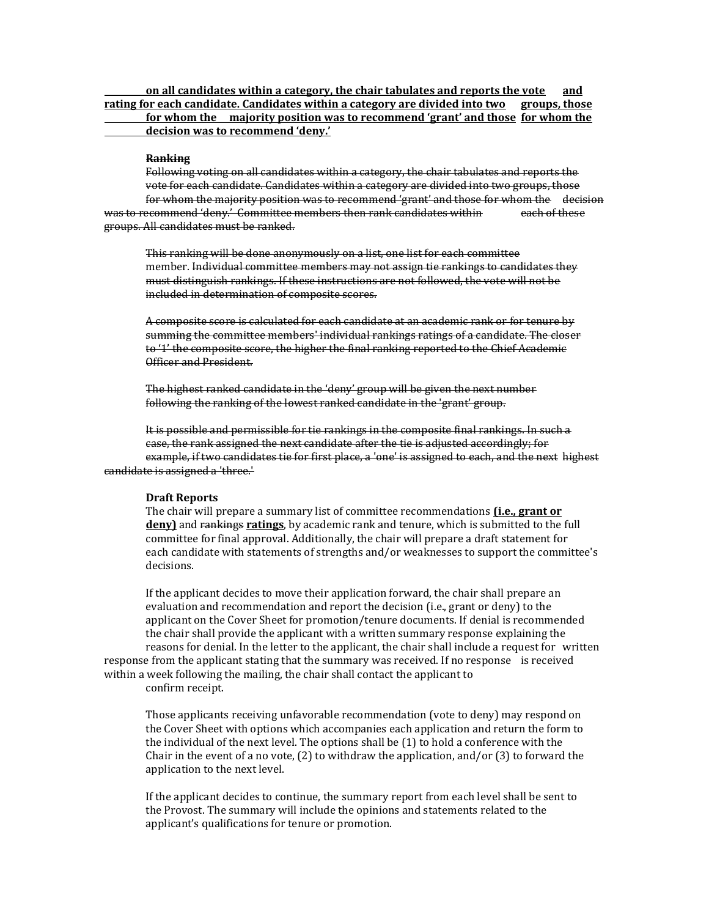**<u>on all candidates within a category, the chair tabulates and reports the vote and rating for each candidate. Candidates within a category are divided into two groups, those for whom the majority position was to recommend 'grant' and those for whom the decision was to recommend 'deny.'</u>**

~~**Ranking**~~

~~Following voting on all candidates within a category, the chair tabulates and reports the vote for each candidate. Candidates within a category are divided into two groups, those for whom the majority position was to recommend 'grant' and those for whom the decision was to recommend 'deny.' Committee members then rank candidates within each of these groups. All candidates must be ranked.~~

~~This ranking will be done anonymously on a list, one list for each committee~~ member. ~~Individual committee members may not assign tie rankings to candidates they must distinguish rankings. If these instructions are not followed, the vote will not be included in determination of composite scores.~~

~~A composite score is calculated for each candidate at an academic rank or for tenure by summing the committee members' individual rankings ratings of a candidate. The closer to '1' the composite score, the higher the final ranking reported to the Chief Academic Officer and President.~~

~~The highest ranked candidate in the 'deny' group will be given the next number following the ranking of the lowest ranked candidate in the 'grant' group.~~

~~It is possible and permissible for tie rankings in the composite final rankings. In such a case, the rank assigned the next candidate after the tie is adjusted accordingly; for example, if two candidates tie for first place, a 'one' is assigned to each, and the next highest candidate is assigned a 'three.'~~

**Draft Reports**

The chair will prepare a summary list of committee recommendations **<u>(i.e., grant or deny)</u>** and ~~rankings~~ **<u>ratings</u>**, by academic rank and tenure, which is submitted to the full committee for final approval. Additionally, the chair will prepare a draft statement for each candidate with statements of strengths and/or weaknesses to support the committee's decisions.

If the applicant decides to move their application forward, the chair shall prepare an evaluation and recommendation and report the decision (i.e., grant or deny) to the applicant on the Cover Sheet for promotion/tenure documents. If denial is recommended the chair shall provide the applicant with a written summary response explaining the reasons for denial. In the letter to the applicant, the chair shall include a request for written response from the applicant stating that the summary was received. If no response is received within a week following the mailing, the chair shall contact the applicant to confirm receipt.

Those applicants receiving unfavorable recommendation (vote to deny) may respond on the Cover Sheet with options which accompanies each application and return the form to the individual of the next level. The options shall be (1) to hold a conference with the Chair in the event of a no vote, (2) to withdraw the application, and/or (3) to forward the application to the next level.

If the applicant decides to continue, the summary report from each level shall be sent to the Provost. The summary will include the opinions and statements related to the applicant's qualifications for tenure or promotion.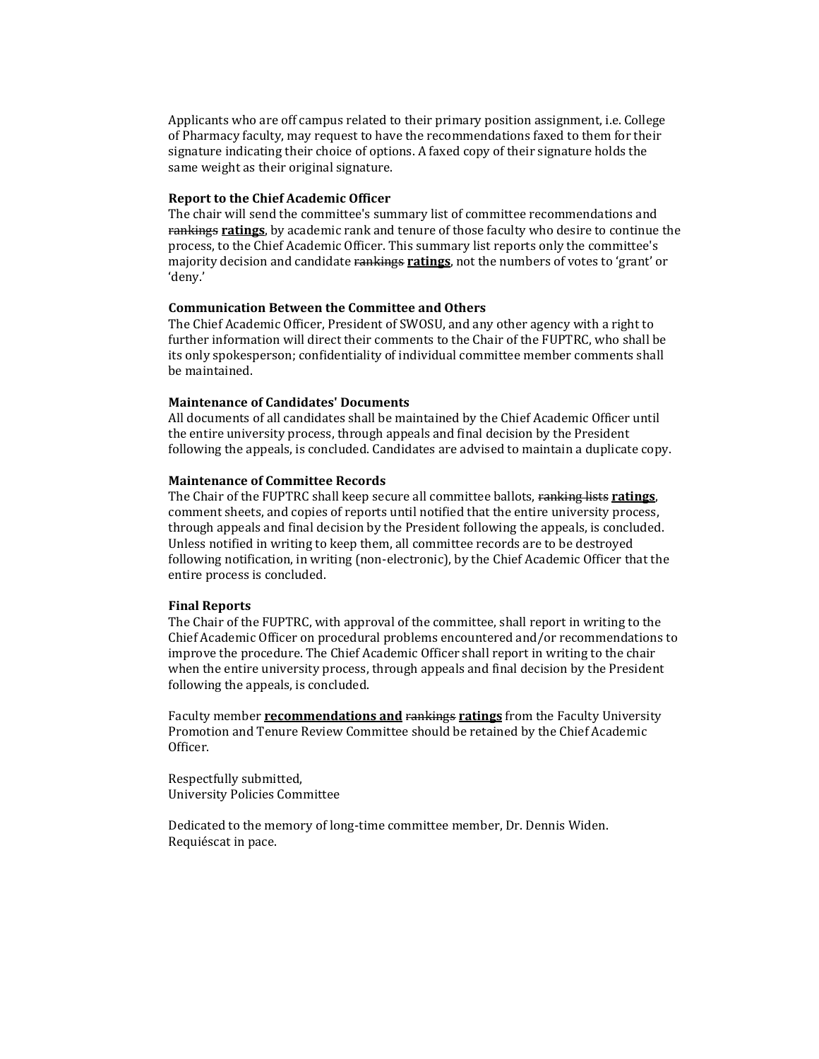Applicants who are off campus related to their primary position assignment, i.e. College of Pharmacy faculty, may request to have the recommendations faxed to them for their signature indicating their choice of options. A faxed copy of their signature holds the same weight as their original signature.

**Report to the Chief Academic Officer**
The chair will send the committee's summary list of committee recommendations and ~~rankings~~ **ratings**, by academic rank and tenure of those faculty who desire to continue the process, to the Chief Academic Officer. This summary list reports only the committee's majority decision and candidate ~~rankings~~ **ratings**, not the numbers of votes to 'grant' or 'deny.'

**Communication Between the Committee and Others**
The Chief Academic Officer, President of SWOSU, and any other agency with a right to further information will direct their comments to the Chair of the FUPTRC, who shall be its only spokesperson; confidentiality of individual committee member comments shall be maintained.

**Maintenance of Candidates' Documents**
All documents of all candidates shall be maintained by the Chief Academic Officer until the entire university process, through appeals and final decision by the President following the appeals, is concluded. Candidates are advised to maintain a duplicate copy.

**Maintenance of Committee Records**
The Chair of the FUPTRC shall keep secure all committee ballots, ~~ranking lists~~ **ratings**, comment sheets, and copies of reports until notified that the entire university process, through appeals and final decision by the President following the appeals, is concluded. Unless notified in writing to keep them, all committee records are to be destroyed following notification, in writing (non-electronic), by the Chief Academic Officer that the entire process is concluded.

**Final Reports**
The Chair of the FUPTRC, with approval of the committee, shall report in writing to the Chief Academic Officer on procedural problems encountered and/or recommendations to improve the procedure. The Chief Academic Officer shall report in writing to the chair when the entire university process, through appeals and final decision by the President following the appeals, is concluded.

Faculty member **recommendations and** ~~rankings~~ **ratings** from the Faculty University Promotion and Tenure Review Committee should be retained by the Chief Academic Officer.

Respectfully submitted,
University Policies Committee

Dedicated to the memory of long-time committee member, Dr. Dennis Widen.
Requiéscat in pace.